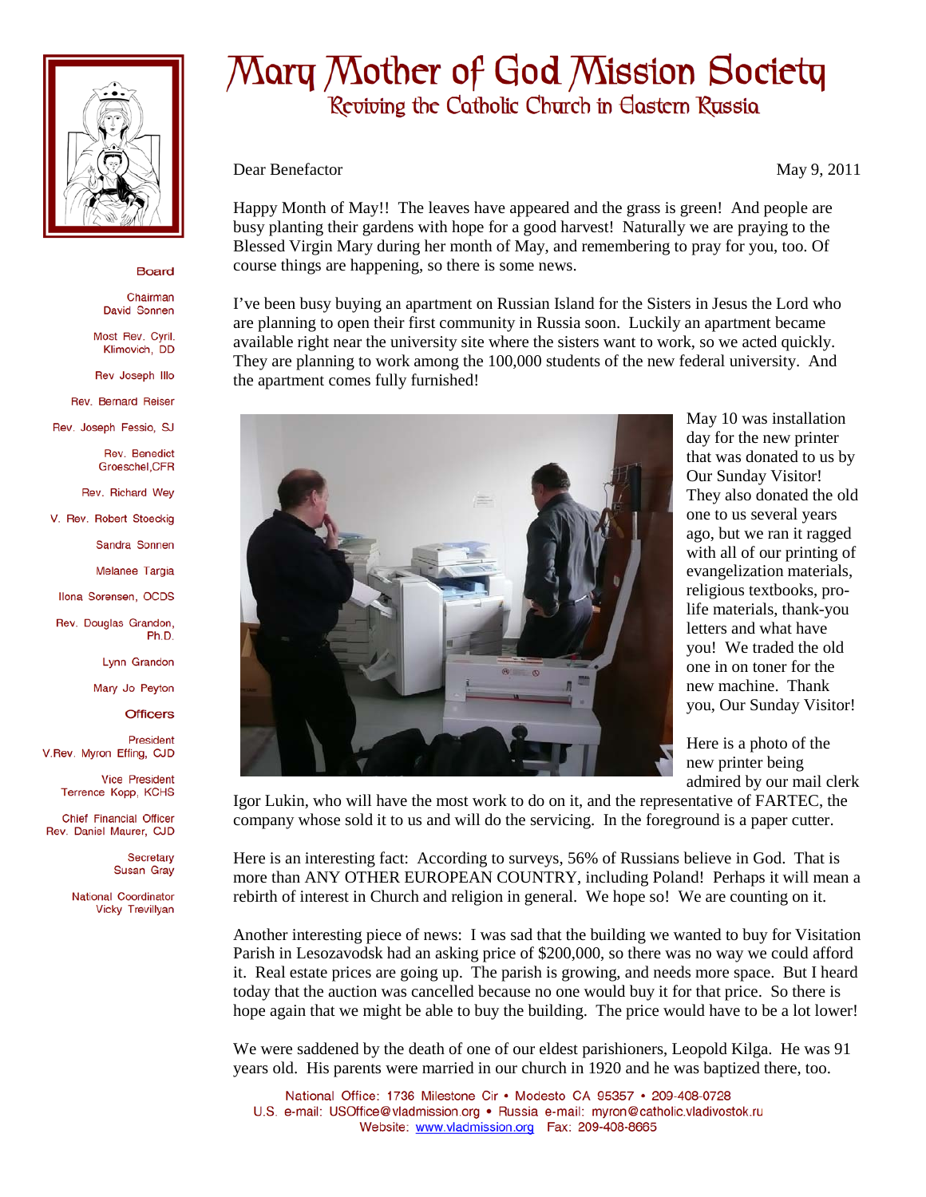# Mary Mother of God Mission Society

## Reviving the Catholic Church in Eastern Russia

**Board**

Chairman
David Sonnen

Most Rev. Cyril Klimovich, DD

Rev Joseph Illo

Rev. Bernard Reiser

Rev. Joseph Fessio, SJ

Rev. Benedict Groeschel, CFR

Rev. Richard Wey

V. Rev. Robert Stoeckig

Sandra Sonnen

Melanee Targia

Ilona Sorensen, OCDS

Rev. Douglas Grandon, Ph.D.

Lynn Grandon

Mary Jo Peyton

**Officers**

President
V.Rev. Myron Effing, CJD

Vice President
Terrence Kopp, KCHS

Chief Financial Officer
Rev. Daniel Maurer, CJD

Secretary
Susan Gray

National Coordinator
Vicky Trevillyan

---

Dear Benefactor

May 9, 2011

Happy Month of May!! The leaves have appeared and the grass is green! And people are busy planting their gardens with hope for a good harvest! Naturally we are praying to the Blessed Virgin Mary during her month of May, and remembering to pray for you, too. Of course things are happening, so there is some news.

I've been busy buying an apartment on Russian Island for the Sisters in Jesus the Lord who are planning to open their first community in Russia soon. Luckily an apartment became available right near the university site where the sisters want to work, so we acted quickly. They are planning to work among the 100,000 students of the new federal university. And the apartment comes fully furnished!

May 10 was installation day for the new printer that was donated to us by Our Sunday Visitor! They also donated the old one to us several years ago, but we ran it ragged with all of our printing of evangelization materials, religious textbooks, pro-life materials, thank-you letters and what have you! We traded the old one in on toner for the new machine. Thank you, Our Sunday Visitor!

Here is a photo of the new printer being admired by our mail clerk Igor Lukin, who will have the most work to do on it, and the representative of FARTEC, the company whose sold it to us and will do the servicing. In the foreground is a paper cutter.

Here is an interesting fact: According to surveys, 56% of Russians believe in God. That is more than ANY OTHER EUROPEAN COUNTRY, including Poland! Perhaps it will mean a rebirth of interest in Church and religion in general. We hope so! We are counting on it.

Another interesting piece of news: I was sad that the building we wanted to buy for Visitation Parish in Lesozavodsk had an asking price of $200,000, so there was no way we could afford it. Real estate prices are going up. The parish is growing, and needs more space. But I heard today that the auction was cancelled because no one would buy it for that price. So there is hope again that we might be able to buy the building. The price would have to be a lot lower!

We were saddened by the death of one of our eldest parishioners, Leopold Kilga. He was 91 years old. His parents were married in our church in 1920 and he was baptized there, too.

National Office: 1736 Milestone Cir • Modesto CA 95357 • 209-408-0728
U.S. e-mail: USOffice@vladmission.org • Russia e-mail: myron@catholic.vladivostok.ru
Website: www.vladmission.org Fax: 209-408-8665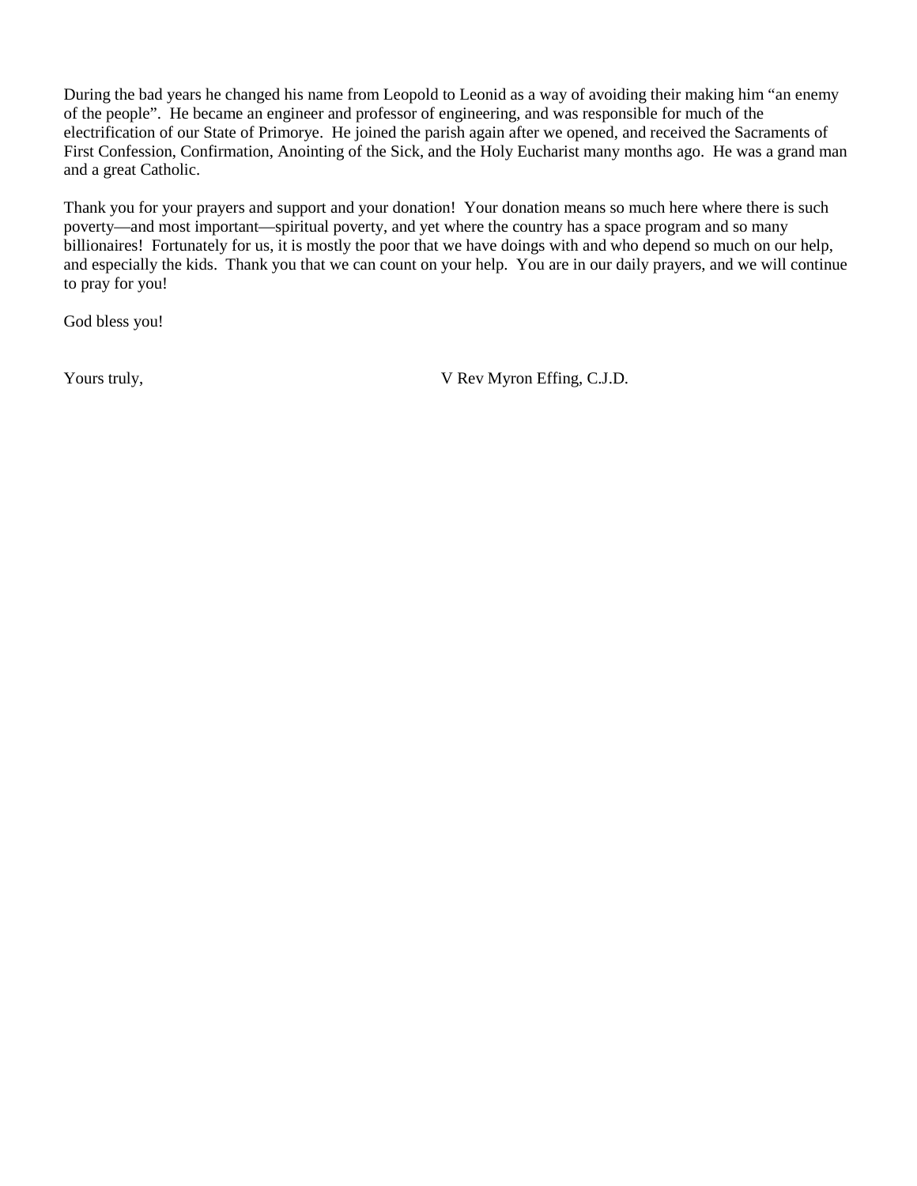During the bad years he changed his name from Leopold to Leonid as a way of avoiding their making him "an enemy of the people". He became an engineer and professor of engineering, and was responsible for much of the electrification of our State of Primorye. He joined the parish again after we opened, and received the Sacraments of First Confession, Confirmation, Anointing of the Sick, and the Holy Eucharist many months ago. He was a grand man and a great Catholic.

Thank you for your prayers and support and your donation! Your donation means so much here where there is such poverty—and most important—spiritual poverty, and yet where the country has a space program and so many billionaires! Fortunately for us, it is mostly the poor that we have doings with and who depend so much on our help, and especially the kids. Thank you that we can count on your help. You are in our daily prayers, and we will continue to pray for you!

God bless you!

Yours truly,

V Rev Myron Effing, C.J.D.